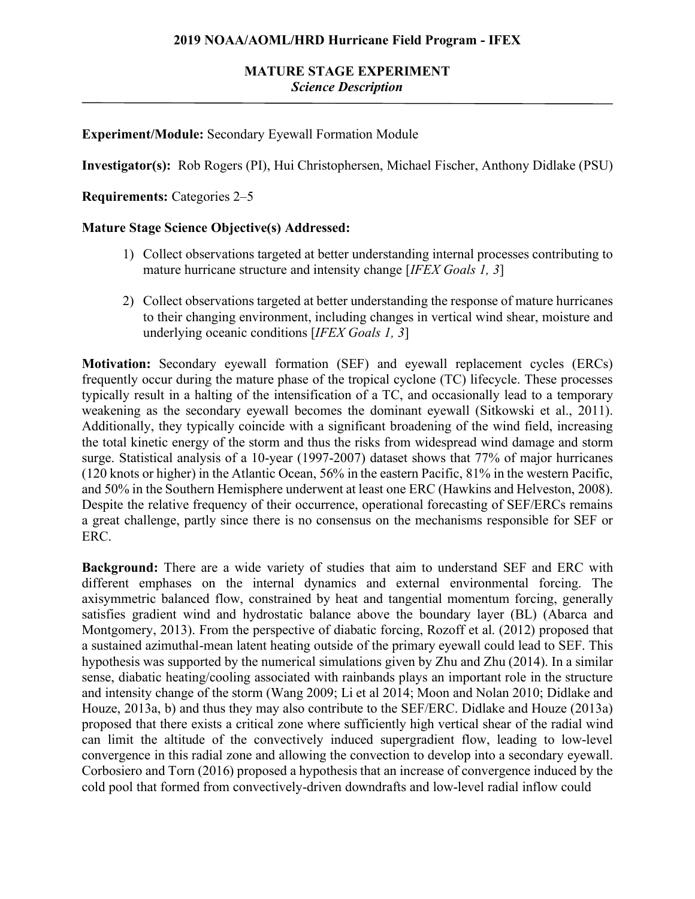**2019 NOAA/AOML/HRD Hurricane Field Program - IFEX**

**MATURE STAGE EXPERIMENT**
***Science Description***

---

**Experiment/Module:** Secondary Eyewall Formation Module

**Investigator(s):** Rob Rogers (PI), Hui Christophersen, Michael Fischer, Anthony Didlake (PSU)

**Requirements:** Categories 2–5

**Mature Stage Science Objective(s) Addressed:**

1) Collect observations targeted at better understanding internal processes contributing to mature hurricane structure and intensity change [*IFEX Goals 1, 3*]

2) Collect observations targeted at better understanding the response of mature hurricanes to their changing environment, including changes in vertical wind shear, moisture and underlying oceanic conditions [*IFEX Goals 1, 3*]

**Motivation:** Secondary eyewall formation (SEF) and eyewall replacement cycles (ERCs) frequently occur during the mature phase of the tropical cyclone (TC) lifecycle. These processes typically result in a halting of the intensification of a TC, and occasionally lead to a temporary weakening as the secondary eyewall becomes the dominant eyewall (Sitkowski et al., 2011). Additionally, they typically coincide with a significant broadening of the wind field, increasing the total kinetic energy of the storm and thus the risks from widespread wind damage and storm surge. Statistical analysis of a 10-year (1997-2007) dataset shows that 77% of major hurricanes (120 knots or higher) in the Atlantic Ocean, 56% in the eastern Pacific, 81% in the western Pacific, and 50% in the Southern Hemisphere underwent at least one ERC (Hawkins and Helveston, 2008). Despite the relative frequency of their occurrence, operational forecasting of SEF/ERCs remains a great challenge, partly since there is no consensus on the mechanisms responsible for SEF or ERC.

**Background:** There are a wide variety of studies that aim to understand SEF and ERC with different emphases on the internal dynamics and external environmental forcing. The axisymmetric balanced flow, constrained by heat and tangential momentum forcing, generally satisfies gradient wind and hydrostatic balance above the boundary layer (BL) (Abarca and Montgomery, 2013). From the perspective of diabatic forcing, Rozoff et al. (2012) proposed that a sustained azimuthal-mean latent heating outside of the primary eyewall could lead to SEF. This hypothesis was supported by the numerical simulations given by Zhu and Zhu (2014). In a similar sense, diabatic heating/cooling associated with rainbands plays an important role in the structure and intensity change of the storm (Wang 2009; Li et al 2014; Moon and Nolan 2010; Didlake and Houze, 2013a, b) and thus they may also contribute to the SEF/ERC. Didlake and Houze (2013a) proposed that there exists a critical zone where sufficiently high vertical shear of the radial wind can limit the altitude of the convectively induced supergradient flow, leading to low-level convergence in this radial zone and allowing the convection to develop into a secondary eyewall. Corbosiero and Torn (2016) proposed a hypothesis that an increase of convergence induced by the cold pool that formed from convectively-driven downdrafts and low-level radial inflow could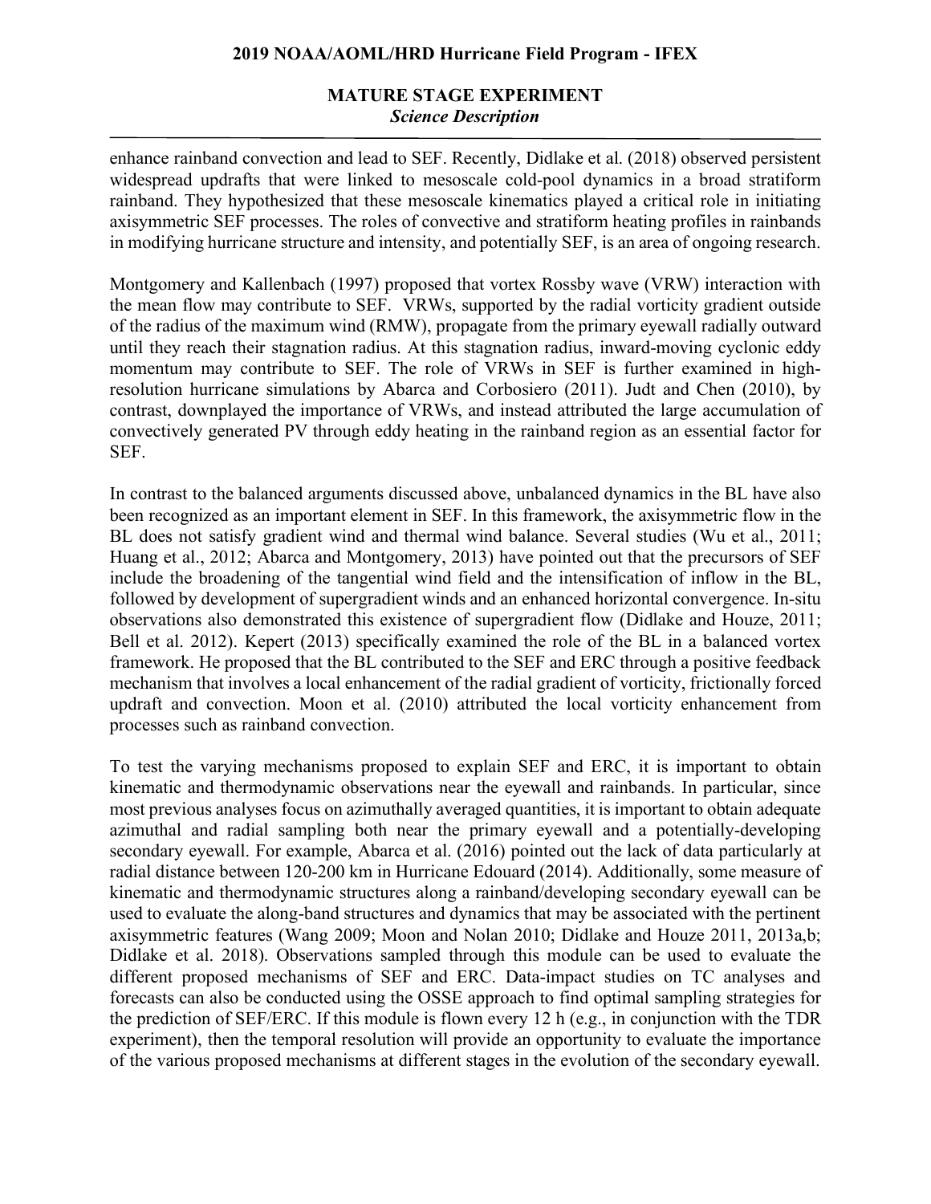enhance rainband convection and lead to SEF. Recently, Didlake et al. (2018) observed persistent widespread updrafts that were linked to mesoscale cold-pool dynamics in a broad stratiform rainband. They hypothesized that these mesoscale kinematics played a critical role in initiating axisymmetric SEF processes. The roles of convective and stratiform heating profiles in rainbands in modifying hurricane structure and intensity, and potentially SEF, is an area of ongoing research.

Montgomery and Kallenbach (1997) proposed that vortex Rossby wave (VRW) interaction with the mean flow may contribute to SEF. VRWs, supported by the radial vorticity gradient outside of the radius of the maximum wind (RMW), propagate from the primary eyewall radially outward until they reach their stagnation radius. At this stagnation radius, inward-moving cyclonic eddy momentum may contribute to SEF. The role of VRWs in SEF is further examined in high-resolution hurricane simulations by Abarca and Corbosiero (2011). Judt and Chen (2010), by contrast, downplayed the importance of VRWs, and instead attributed the large accumulation of convectively generated PV through eddy heating in the rainband region as an essential factor for SEF.

In contrast to the balanced arguments discussed above, unbalanced dynamics in the BL have also been recognized as an important element in SEF. In this framework, the axisymmetric flow in the BL does not satisfy gradient wind and thermal wind balance. Several studies (Wu et al., 2011; Huang et al., 2012; Abarca and Montgomery, 2013) have pointed out that the precursors of SEF include the broadening of the tangential wind field and the intensification of inflow in the BL, followed by development of supergradient winds and an enhanced horizontal convergence. In-situ observations also demonstrated this existence of supergradient flow (Didlake and Houze, 2011; Bell et al. 2012). Kepert (2013) specifically examined the role of the BL in a balanced vortex framework. He proposed that the BL contributed to the SEF and ERC through a positive feedback mechanism that involves a local enhancement of the radial gradient of vorticity, frictionally forced updraft and convection. Moon et al. (2010) attributed the local vorticity enhancement from processes such as rainband convection.

To test the varying mechanisms proposed to explain SEF and ERC, it is important to obtain kinematic and thermodynamic observations near the eyewall and rainbands. In particular, since most previous analyses focus on azimuthally averaged quantities, it is important to obtain adequate azimuthal and radial sampling both near the primary eyewall and a potentially-developing secondary eyewall. For example, Abarca et al. (2016) pointed out the lack of data particularly at radial distance between 120-200 km in Hurricane Edouard (2014). Additionally, some measure of kinematic and thermodynamic structures along a rainband/developing secondary eyewall can be used to evaluate the along-band structures and dynamics that may be associated with the pertinent axisymmetric features (Wang 2009; Moon and Nolan 2010; Didlake and Houze 2011, 2013a,b; Didlake et al. 2018). Observations sampled through this module can be used to evaluate the different proposed mechanisms of SEF and ERC. Data-impact studies on TC analyses and forecasts can also be conducted using the OSSE approach to find optimal sampling strategies for the prediction of SEF/ERC. If this module is flown every 12 h (e.g., in conjunction with the TDR experiment), then the temporal resolution will provide an opportunity to evaluate the importance of the various proposed mechanisms at different stages in the evolution of the secondary eyewall.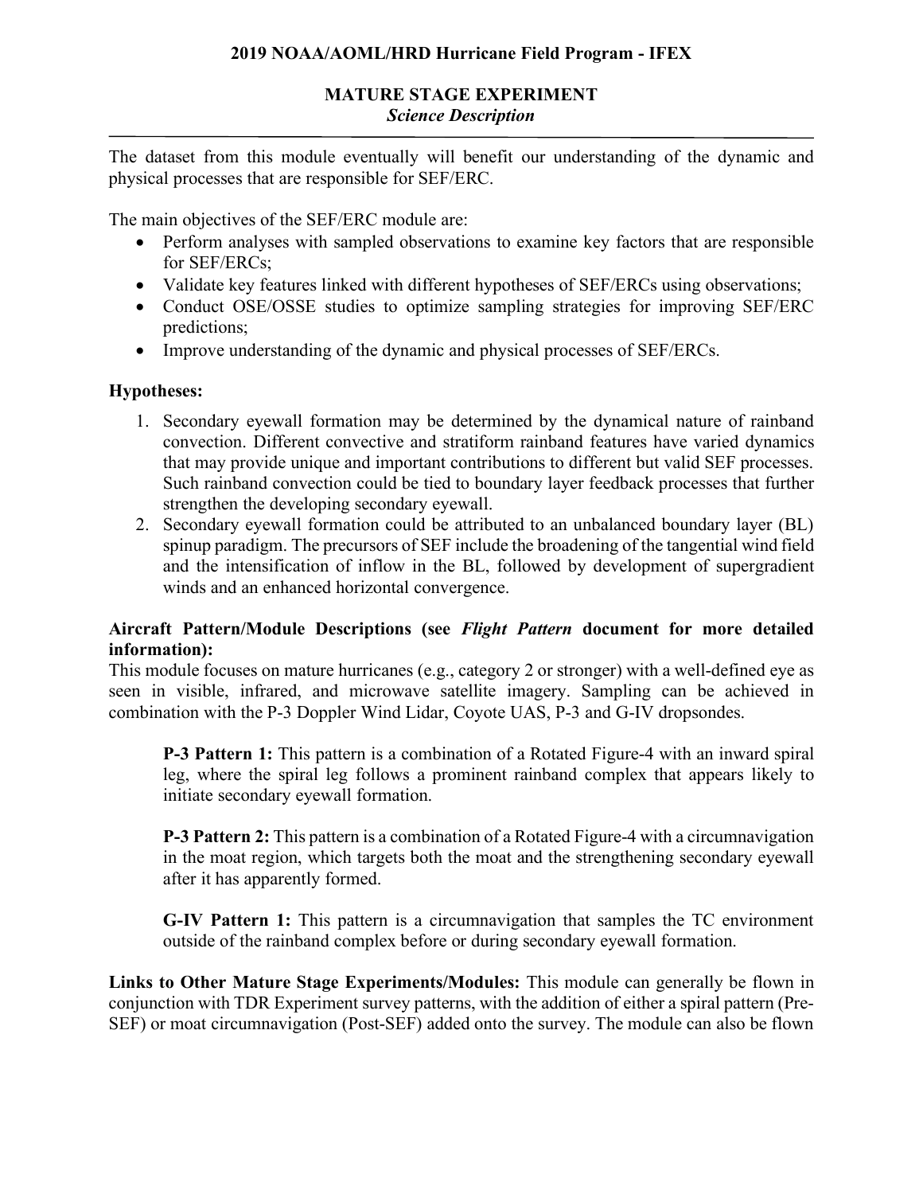The dataset from this module eventually will benefit our understanding of the dynamic and physical processes that are responsible for SEF/ERC.

The main objectives of the SEF/ERC module are:

- Perform analyses with sampled observations to examine key factors that are responsible for SEF/ERCs;
- Validate key features linked with different hypotheses of SEF/ERCs using observations;
- Conduct OSE/OSSE studies to optimize sampling strategies for improving SEF/ERC predictions;
- Improve understanding of the dynamic and physical processes of SEF/ERCs.

**Hypotheses:**

1. Secondary eyewall formation may be determined by the dynamical nature of rainband convection. Different convective and stratiform rainband features have varied dynamics that may provide unique and important contributions to different but valid SEF processes. Such rainband convection could be tied to boundary layer feedback processes that further strengthen the developing secondary eyewall.
2. Secondary eyewall formation could be attributed to an unbalanced boundary layer (BL) spinup paradigm. The precursors of SEF include the broadening of the tangential wind field and the intensification of inflow in the BL, followed by development of supergradient winds and an enhanced horizontal convergence.

**Aircraft Pattern/Module Descriptions (see *Flight Pattern* document for more detailed information):**

This module focuses on mature hurricanes (e.g., category 2 or stronger) with a well-defined eye as seen in visible, infrared, and microwave satellite imagery. Sampling can be achieved in combination with the P-3 Doppler Wind Lidar, Coyote UAS, P-3 and G-IV dropsondes.

**P-3 Pattern 1:** This pattern is a combination of a Rotated Figure-4 with an inward spiral leg, where the spiral leg follows a prominent rainband complex that appears likely to initiate secondary eyewall formation.

**P-3 Pattern 2:** This pattern is a combination of a Rotated Figure-4 with a circumnavigation in the moat region, which targets both the moat and the strengthening secondary eyewall after it has apparently formed.

**G-IV Pattern 1:** This pattern is a circumnavigation that samples the TC environment outside of the rainband complex before or during secondary eyewall formation.

**Links to Other Mature Stage Experiments/Modules:** This module can generally be flown in conjunction with TDR Experiment survey patterns, with the addition of either a spiral pattern (Pre-SEF) or moat circumnavigation (Post-SEF) added onto the survey. The module can also be flown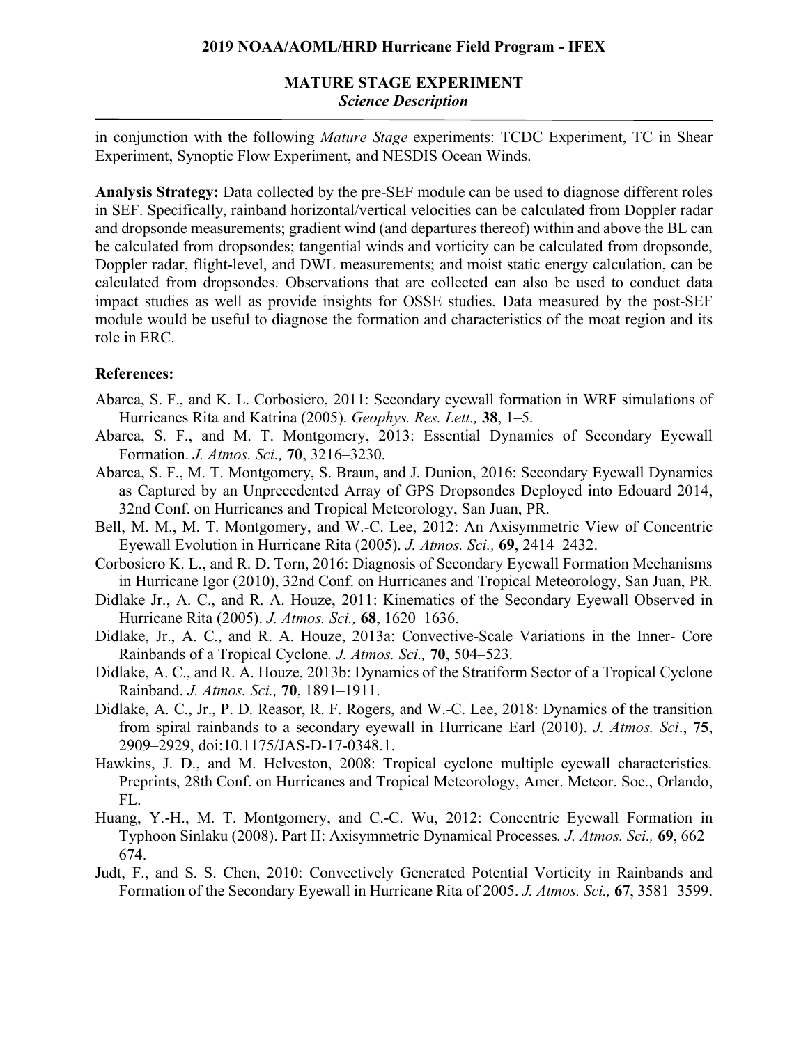in conjunction with the following *Mature Stage* experiments: TCDC Experiment, TC in Shear Experiment, Synoptic Flow Experiment, and NESDIS Ocean Winds.

**Analysis Strategy:** Data collected by the pre-SEF module can be used to diagnose different roles in SEF. Specifically, rainband horizontal/vertical velocities can be calculated from Doppler radar and dropsonde measurements; gradient wind (and departures thereof) within and above the BL can be calculated from dropsondes; tangential winds and vorticity can be calculated from dropsonde, Doppler radar, flight-level, and DWL measurements; and moist static energy calculation, can be calculated from dropsondes. Observations that are collected can also be used to conduct data impact studies as well as provide insights for OSSE studies. Data measured by the post-SEF module would be useful to diagnose the formation and characteristics of the moat region and its role in ERC.

**References:**

Abarca, S. F., and K. L. Corbosiero, 2011: Secondary eyewall formation in WRF simulations of Hurricanes Rita and Katrina (2005). *Geophys. Res. Lett.,* **38**, 1–5.

Abarca, S. F., and M. T. Montgomery, 2013: Essential Dynamics of Secondary Eyewall Formation. *J. Atmos. Sci.,* **70**, 3216–3230.

Abarca, S. F., M. T. Montgomery, S. Braun, and J. Dunion, 2016: Secondary Eyewall Dynamics as Captured by an Unprecedented Array of GPS Dropsondes Deployed into Edouard 2014, 32nd Conf. on Hurricanes and Tropical Meteorology, San Juan, PR.

Bell, M. M., M. T. Montgomery, and W.-C. Lee, 2012: An Axisymmetric View of Concentric Eyewall Evolution in Hurricane Rita (2005). *J. Atmos. Sci.,* **69**, 2414–2432.

Corbosiero K. L., and R. D. Torn, 2016: Diagnosis of Secondary Eyewall Formation Mechanisms in Hurricane Igor (2010), 32nd Conf. on Hurricanes and Tropical Meteorology, San Juan, PR.

Didlake Jr., A. C., and R. A. Houze, 2011: Kinematics of the Secondary Eyewall Observed in Hurricane Rita (2005). *J. Atmos. Sci.,* **68**, 1620–1636.

Didlake, Jr., A. C., and R. A. Houze, 2013a: Convective-Scale Variations in the Inner- Core Rainbands of a Tropical Cyclone*. J. Atmos. Sci.,* **70**, 504–523.

Didlake, A. C., and R. A. Houze, 2013b: Dynamics of the Stratiform Sector of a Tropical Cyclone Rainband. *J. Atmos. Sci.,* **70**, 1891–1911.

Didlake, A. C., Jr., P. D. Reasor, R. F. Rogers, and W.-C. Lee, 2018: Dynamics of the transition from spiral rainbands to a secondary eyewall in Hurricane Earl (2010). *J. Atmos. Sci*., **75**, 2909–2929, doi:10.1175/JAS-D-17-0348.1.

Hawkins, J. D., and M. Helveston, 2008: Tropical cyclone multiple eyewall characteristics. Preprints, 28th Conf. on Hurricanes and Tropical Meteorology, Amer. Meteor. Soc., Orlando, FL.

Huang, Y.-H., M. T. Montgomery, and C.-C. Wu, 2012: Concentric Eyewall Formation in Typhoon Sinlaku (2008). Part II: Axisymmetric Dynamical Processes*. J. Atmos. Sci.,* **69**, 662–674.

Judt, F., and S. S. Chen, 2010: Convectively Generated Potential Vorticity in Rainbands and Formation of the Secondary Eyewall in Hurricane Rita of 2005. *J. Atmos. Sci.,* **67**, 3581–3599.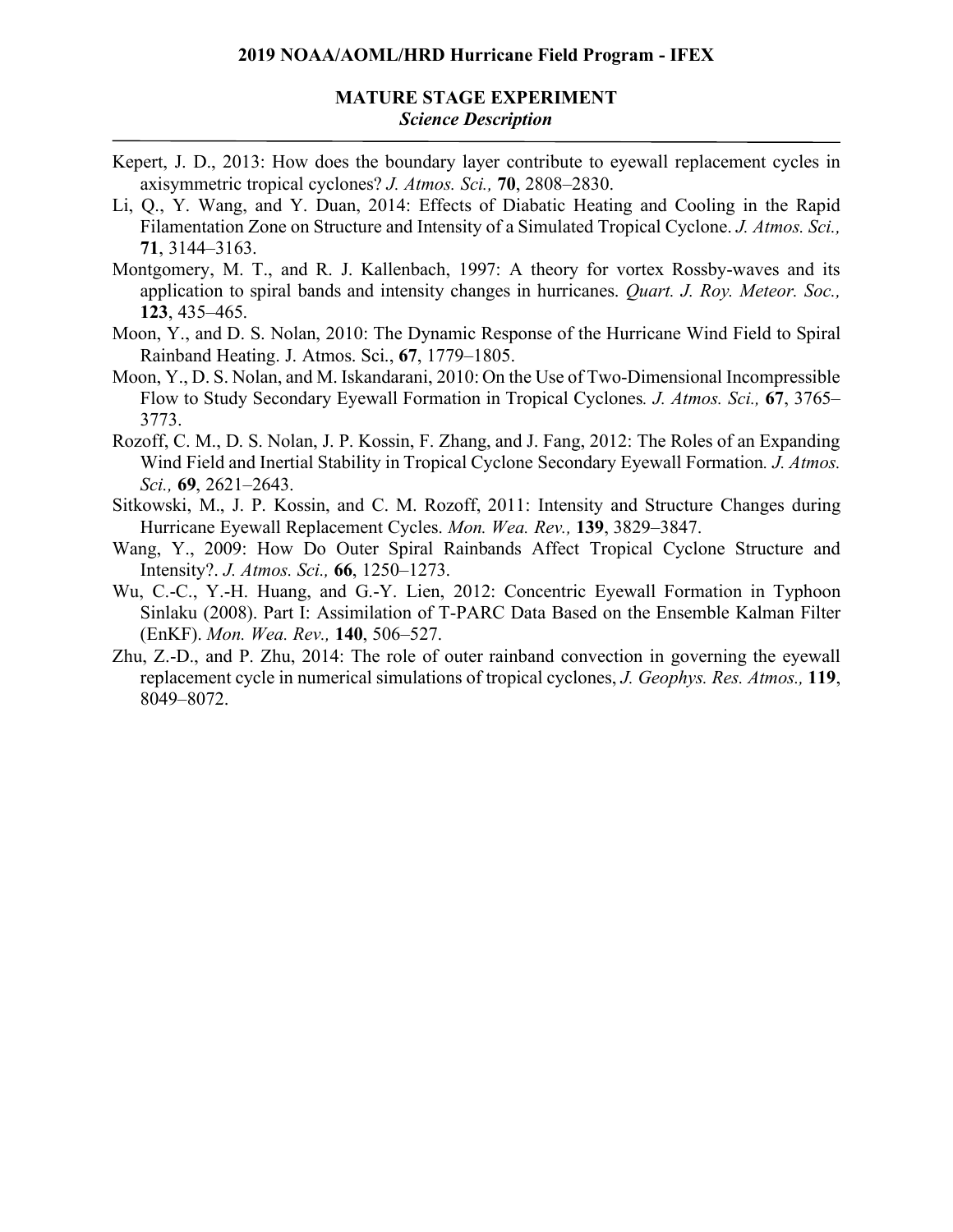Kepert, J. D., 2013: How does the boundary layer contribute to eyewall replacement cycles in axisymmetric tropical cyclones? *J. Atmos. Sci.,* **70**, 2808–2830.

Li, Q., Y. Wang, and Y. Duan, 2014: Effects of Diabatic Heating and Cooling in the Rapid Filamentation Zone on Structure and Intensity of a Simulated Tropical Cyclone. *J. Atmos. Sci.,* **71**, 3144–3163.

Montgomery, M. T., and R. J. Kallenbach, 1997: A theory for vortex Rossby-waves and its application to spiral bands and intensity changes in hurricanes. *Quart. J. Roy. Meteor. Soc.,* **123**, 435–465.

Moon, Y., and D. S. Nolan, 2010: The Dynamic Response of the Hurricane Wind Field to Spiral Rainband Heating. J. Atmos. Sci., **67**, 1779–1805.

Moon, Y., D. S. Nolan, and M. Iskandarani, 2010: On the Use of Two-Dimensional Incompressible Flow to Study Secondary Eyewall Formation in Tropical Cyclones*. J. Atmos. Sci.,* **67**, 3765–3773.

Rozoff, C. M., D. S. Nolan, J. P. Kossin, F. Zhang, and J. Fang, 2012: The Roles of an Expanding Wind Field and Inertial Stability in Tropical Cyclone Secondary Eyewall Formation*. J. Atmos. Sci.,* **69**, 2621–2643.

Sitkowski, M., J. P. Kossin, and C. M. Rozoff, 2011: Intensity and Structure Changes during Hurricane Eyewall Replacement Cycles. *Mon. Wea. Rev.,* **139**, 3829–3847.

Wang, Y., 2009: How Do Outer Spiral Rainbands Affect Tropical Cyclone Structure and Intensity?. *J. Atmos. Sci.,* **66**, 1250–1273.

Wu, C.-C., Y.-H. Huang, and G.-Y. Lien, 2012: Concentric Eyewall Formation in Typhoon Sinlaku (2008). Part I: Assimilation of T-PARC Data Based on the Ensemble Kalman Filter (EnKF). *Mon. Wea. Rev.,* **140**, 506–527.

Zhu, Z.-D., and P. Zhu, 2014: The role of outer rainband convection in governing the eyewall replacement cycle in numerical simulations of tropical cyclones, *J. Geophys. Res. Atmos.,* **119**, 8049–8072.